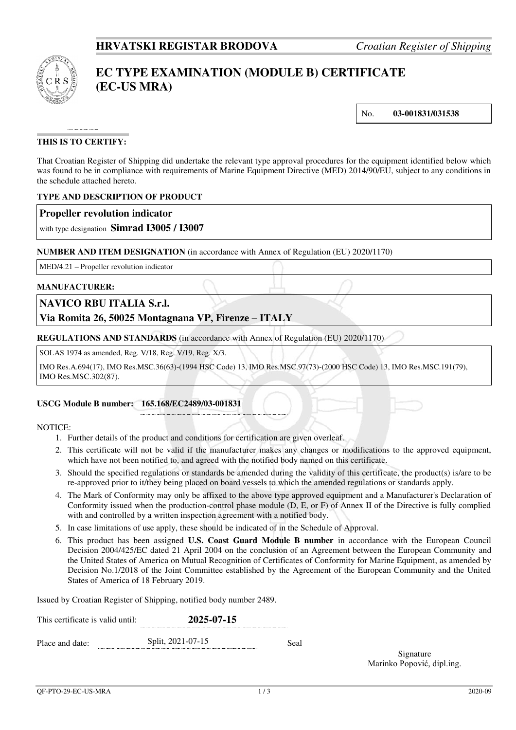**HRVATSKI REGISTAR BRODOVA** *Croatian Register of Shipping*

# EC TYPE EXAMINATION (MODULE B) CERTIFICATE (EC-US MRA)

No. **03-001831/031538**

**THIS IS TO CERTIFY:**

That Croatian Register of Shipping did undertake the relevant type approval procedures for the equipment identified below which was found to be in compliance with requirements of Marine Equipment Directive (MED) 2014/90/EU, subject to any conditions in the schedule attached hereto.

**TYPE AND DESCRIPTION OF PRODUCT**

**Propeller revolution indicator**

with type designation **Simrad I3005 / I3007**

**NUMBER AND ITEM DESIGNATION** (in accordance with Annex of Regulation (EU) 2020/1170)

MED/4.21 – Propeller revolution indicator

**MANUFACTURER:**

**NAVICO RBU ITALIA S.r.l.**
**Via Romita 26, 50025 Montagnana VP, Firenze – ITALY**

**REGULATIONS AND STANDARDS** (in accordance with Annex of Regulation (EU) 2020/1170)

SOLAS 1974 as amended, Reg. V/18, Reg. V/19, Reg. X/3.

IMO Res.A.694(17), IMO Res.MSC.36(63)-(1994 HSC Code) 13, IMO Res.MSC.97(73)-(2000 HSC Code) 13, IMO Res.MSC.191(79), IMO Res.MSC.302(87).

**USCG Module B number: 165.168/EC2489/03-001831**

NOTICE:

1. Further details of the product and conditions for certification are given overleaf.
2. This certificate will not be valid if the manufacturer makes any changes or modifications to the approved equipment, which have not been notified to, and agreed with the notified body named on this certificate.
3. Should the specified regulations or standards be amended during the validity of this certificate, the product(s) is/are to be re-approved prior to it/they being placed on board vessels to which the amended regulations or standards apply.
4. The Mark of Conformity may only be affixed to the above type approved equipment and a Manufacturer's Declaration of Conformity issued when the production-control phase module (D, E, or F) of Annex II of the Directive is fully complied with and controlled by a written inspection agreement with a notified body.
5. In case limitations of use apply, these should be indicated of in the Schedule of Approval.
6. This product has been assigned **U.S. Coast Guard Module B number** in accordance with the European Council Decision 2004/425/EC dated 21 April 2004 on the conclusion of an Agreement between the European Community and the United States of America on Mutual Recognition of Certificates of Conformity for Marine Equipment, as amended by Decision No.1/2018 of the Joint Committee established by the Agreement of the European Community and the United States of America of 18 February 2019.

Issued by Croatian Register of Shipping, notified body number 2489.

This certificate is valid until: **2025-07-15**

Place and date: Split, 2021-07-15

Seal

Signature
Marinko Popović, dipl.ing.

QF-PTO-29-EC-US-MRA 2020-09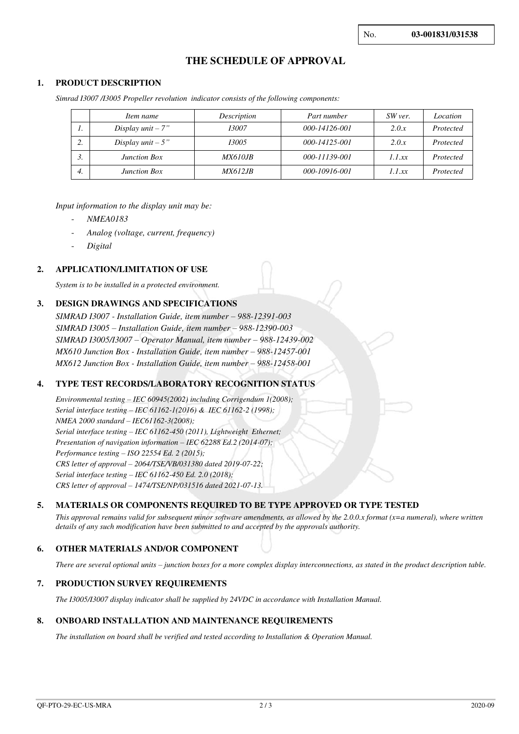No. **03-001831/031538**

# THE SCHEDULE OF APPROVAL

## 1. PRODUCT DESCRIPTION

*Simrad I3007 /I3005 Propeller revolution indicator consists of the following components:*

| | *Item name* | *Description* | *Part number* | *SW ver.* | *Location* |
|---|---|---|---|---|---|
| *1.* | *Display unit – 7"* | *I3007* | *000-14126-001* | *2.0.x* | *Protected* |
| *2.* | *Display unit – 5"* | *I3005* | *000-14125-001* | *2.0.x* | *Protected* |
| *3.* | *Junction Box* | *MX610JB* | *000-11139-001* | *1.1.xx* | *Protected* |
| *4.* | *Junction Box* | *MX612JB* | *000-10916-001* | *1.1.xx* | *Protected* |

*Input information to the display unit may be:*

- *NMEA0183*
- *Analog (voltage, current, frequency)*
- *Digital*

## 2. APPLICATION/LIMITATION OF USE

*System is to be installed in a protected environment.*

## 3. DESIGN DRAWINGS AND SPECIFICATIONS

*SIMRAD I3007 - Installation Guide, item number – 988-12391-003*
*SIMRAD I3005 – Installation Guide, item number – 988-12390-003*
*SIMRAD I3005/I3007 – Operator Manual, item number – 988-12439-002*
*MX610 Junction Box - Installation Guide, item number – 988-12457-001*
*MX612 Junction Box - Installation Guide, item number – 988-12458-001*

## 4. TYPE TEST RECORDS/LABORATORY RECOGNITION STATUS

*Environmental testing – IEC 60945(2002) including Corrigendum 1(2008);*
*Serial interface testing – IEC 61162-1(2016) & IEC 61162-2 (1998);*
*NMEA 2000 standard – IEC61162-3(2008);*
*Serial interface testing – IEC 61162-450 (2011), Lightweight Ethernet;*
*Presentation of navigation information – IEC 62288 Ed.2 (2014-07);*
*Performance testing – ISO 22554 Ed. 2 (2015);*
*CRS letter of approval – 2064/TSE/VB/031380 dated 2019-07-22;*
*Serial interface testing – IEC 61162-450 Ed. 2.0 (2018);*
*CRS letter of approval – 1474/TSE/NP/031516 dated 2021-07-13.*

## 5. MATERIALS OR COMPONENTS REQUIRED TO BE TYPE APPROVED OR TYPE TESTED

*This approval remains valid for subsequent minor software amendments, as allowed by the 2.0.0.x format (x=a numeral), where written details of any such modification have been submitted to and accepted by the approvals authority.*

## 6. OTHER MATERIALS AND/OR COMPONENT

*There are several optional units – junction boxes for a more complex display interconnections, as stated in the product description table.*

## 7. PRODUCTION SURVEY REQUIREMENTS

*The I3005/I3007 display indicator shall be supplied by 24VDC in accordance with Installation Manual.*

## 8. ONBOARD INSTALLATION AND MAINTENANCE REQUIREMENTS

*The installation on board shall be verified and tested according to Installation & Operation Manual.*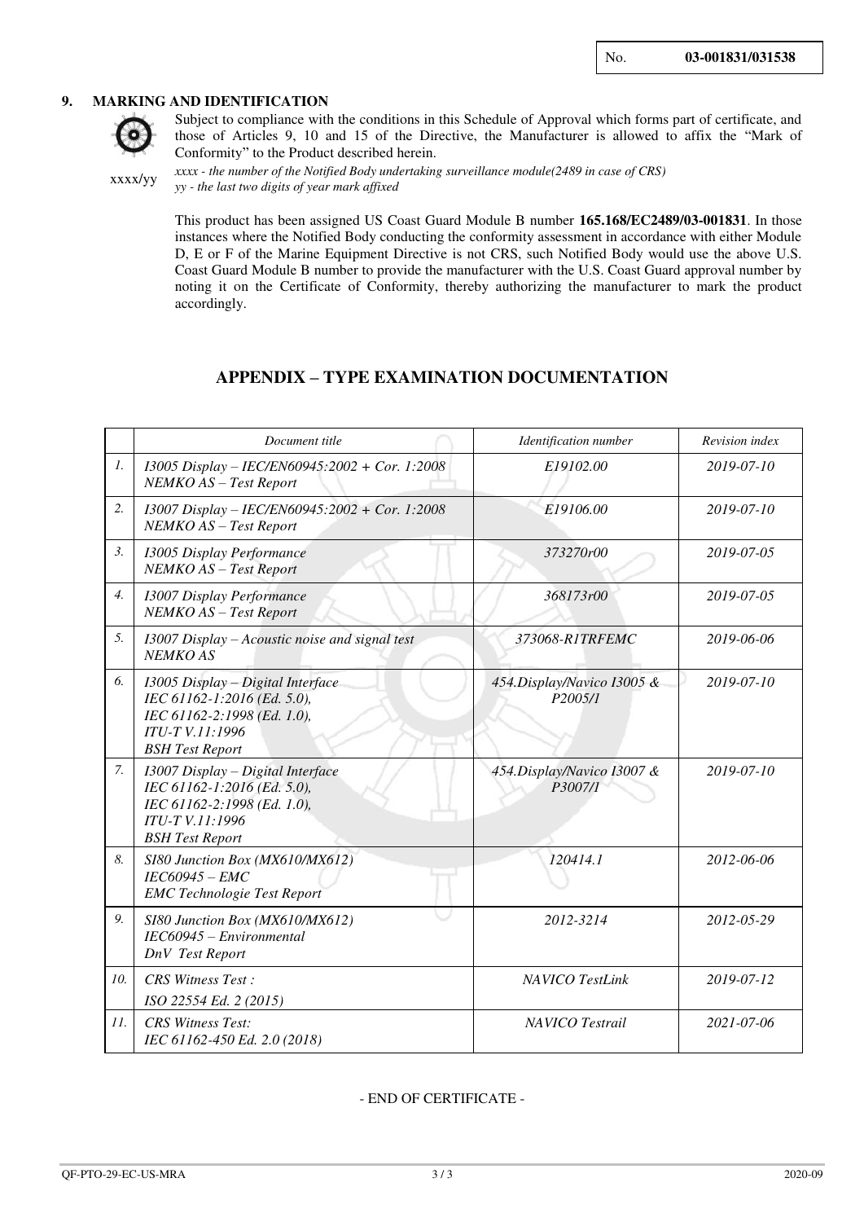No. **03-001831/031538**

## 9. MARKING AND IDENTIFICATION

Subject to compliance with the conditions in this Schedule of Approval which forms part of certificate, and those of Articles 9, 10 and 15 of the Directive, the Manufacturer is allowed to affix the "Mark of Conformity" to the Product described herein.

xxxx/yy

*xxxx - the number of the Notified Body undertaking surveillance module(2489 in case of CRS)*
*yy - the last two digits of year mark affixed*

This product has been assigned US Coast Guard Module B number **165.168/EC2489/03-001831**. In those instances where the Notified Body conducting the conformity assessment in accordance with either Module D, E or F of the Marine Equipment Directive is not CRS, such Notified Body would use the above U.S. Coast Guard Module B number to provide the manufacturer with the U.S. Coast Guard approval number by noting it on the Certificate of Conformity, thereby authorizing the manufacturer to mark the product accordingly.

# APPENDIX – TYPE EXAMINATION DOCUMENTATION

| | *Document title* | *Identification number* | *Revision index* |
|---|---|---|---|
| *1.* | *I3005 Display – IEC/EN60945:2002 + Cor. 1:2008*<br>*NEMKO AS – Test Report* | *E19102.00* | *2019-07-10* |
| *2.* | *I3007 Display – IEC/EN60945:2002 + Cor. 1:2008*<br>*NEMKO AS – Test Report* | *E19106.00* | *2019-07-10* |
| *3.* | *I3005 Display Performance*<br>*NEMKO AS – Test Report* | *373270r00* | *2019-07-05* |
| *4.* | *I3007 Display Performance*<br>*NEMKO AS – Test Report* | *368173r00* | *2019-07-05* |
| *5.* | *I3007 Display – Acoustic noise and signal test*<br>*NEMKO AS* | *373068-R1TRFEMC* | *2019-06-06* |
| *6.* | *I3005 Display – Digital Interface*<br>*IEC 61162-1:2016 (Ed. 5.0),*<br>*IEC 61162-2:1998 (Ed. 1.0),*<br>*ITU-T V.11:1996*<br>*BSH Test Report* | *454.Display/Navico I3005 & P2005/1* | *2019-07-10* |
| *7.* | *I3007 Display – Digital Interface*<br>*IEC 61162-1:2016 (Ed. 5.0),*<br>*IEC 61162-2:1998 (Ed. 1.0),*<br>*ITU-T V.11:1996*<br>*BSH Test Report* | *454.Display/Navico I3007 & P3007/1* | *2019-07-10* |
| *8.* | *SI80 Junction Box (MX610/MX612)*<br>*IEC60945 – EMC*<br>*EMC Technologie Test Report* | *120414.1* | *2012-06-06* |
| *9.* | *SI80 Junction Box (MX610/MX612)*<br>*IEC60945 – Environmental*<br>*DnV Test Report* | *2012-3214* | *2012-05-29* |
| *10.* | *CRS Witness Test :*<br>*ISO 22554 Ed. 2 (2015)* | *NAVICO TestLink* | *2019-07-12* |
| *11.* | *CRS Witness Test:*<br>*IEC 61162-450 Ed. 2.0 (2018)* | *NAVICO Testrail* | *2021-07-06* |

- END OF CERTIFICATE -